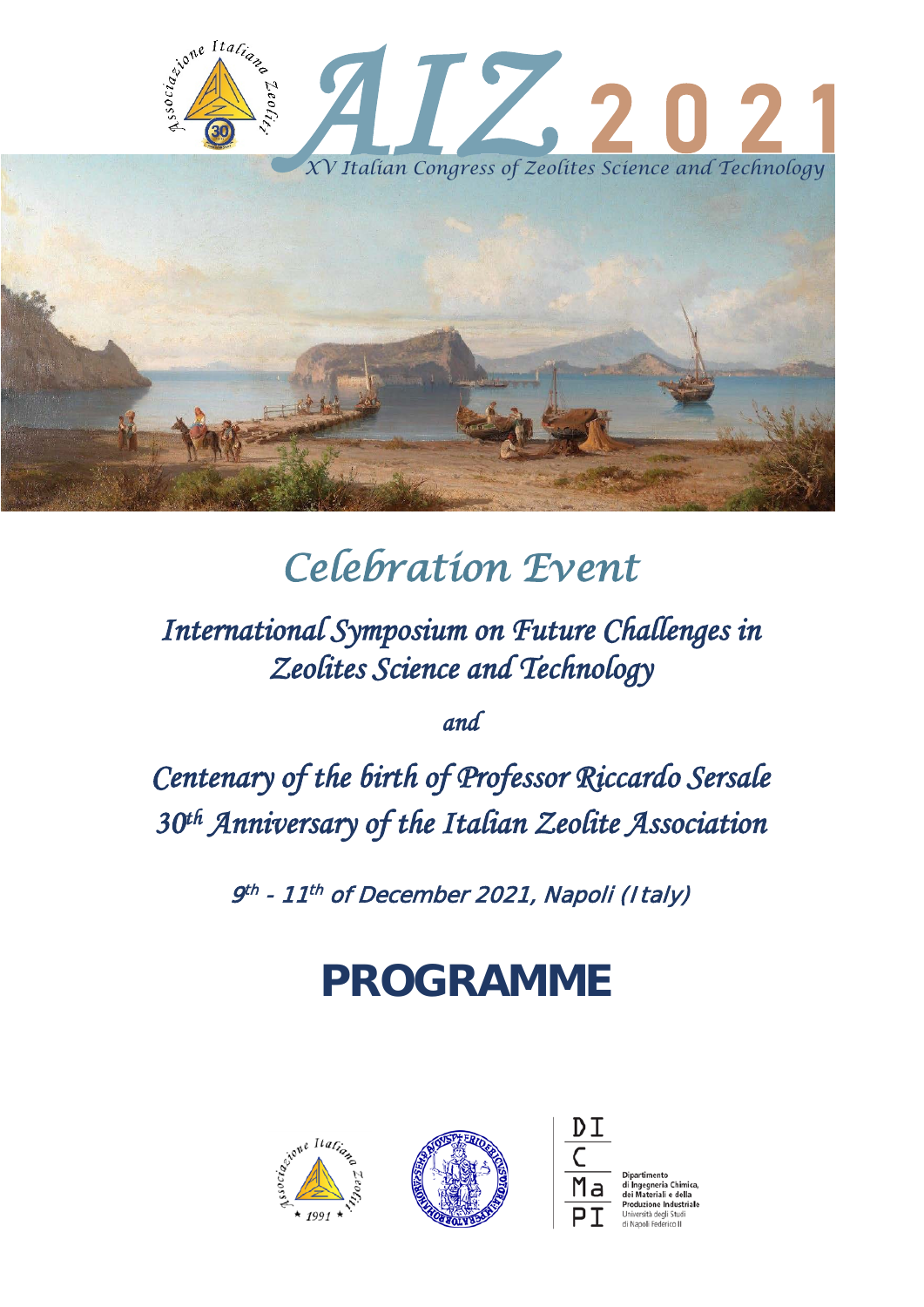# AIZ 2021

*XV Italian Congress of Zeolites Science and Technology*

## *Celebration Event*

### *International Symposium on Future Challenges in Zeolites Science and Technology*

*and*

### *Centenary of the birth of Professor Riccardo Sersale*
### *30th Anniversary of the Italian Zeolite Association*

*9th - 11th of December 2021, Napoli (Italy)*

# PROGRAMME

Dipartimento di Ingegneria Chimica, dei Materiali e della Produzione Industriale
Università degli Studi di Napoli Federico II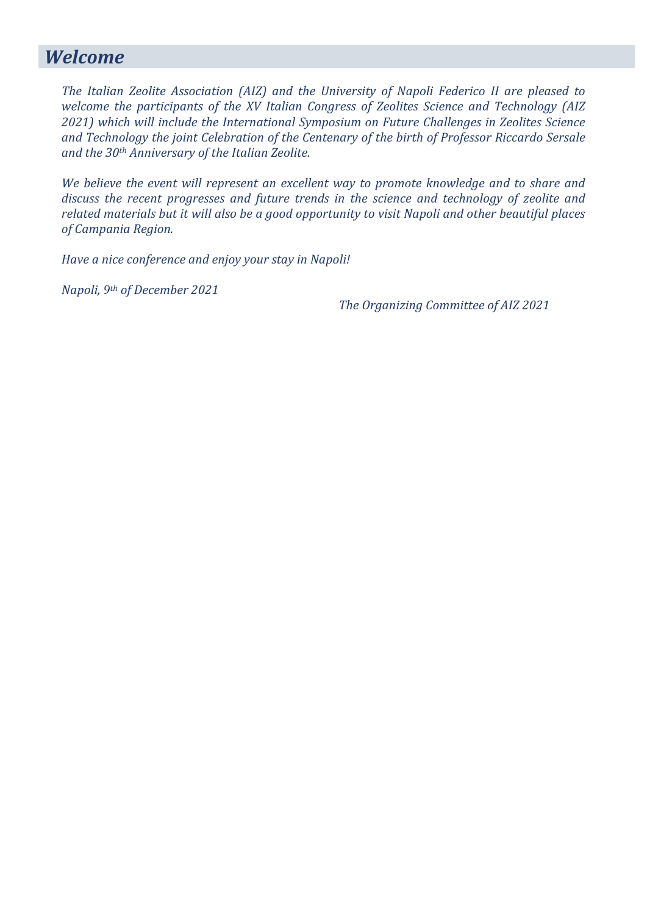# *Welcome*

*The Italian Zeolite Association (AIZ) and the University of Napoli Federico II are pleased to welcome the participants of the XV Italian Congress of Zeolites Science and Technology (AIZ 2021) which will include the International Symposium on Future Challenges in Zeolites Science and Technology the joint Celebration of the Centenary of the birth of Professor Riccardo Sersale and the 30th Anniversary of the Italian Zeolite.*

*We believe the event will represent an excellent way to promote knowledge and to share and discuss the recent progresses and future trends in the science and technology of zeolite and related materials but it will also be a good opportunity to visit Napoli and other beautiful places of Campania Region.*

*Have a nice conference and enjoy your stay in Napoli!*

*Napoli, 9th of December 2021*

*The Organizing Committee of AIZ 2021*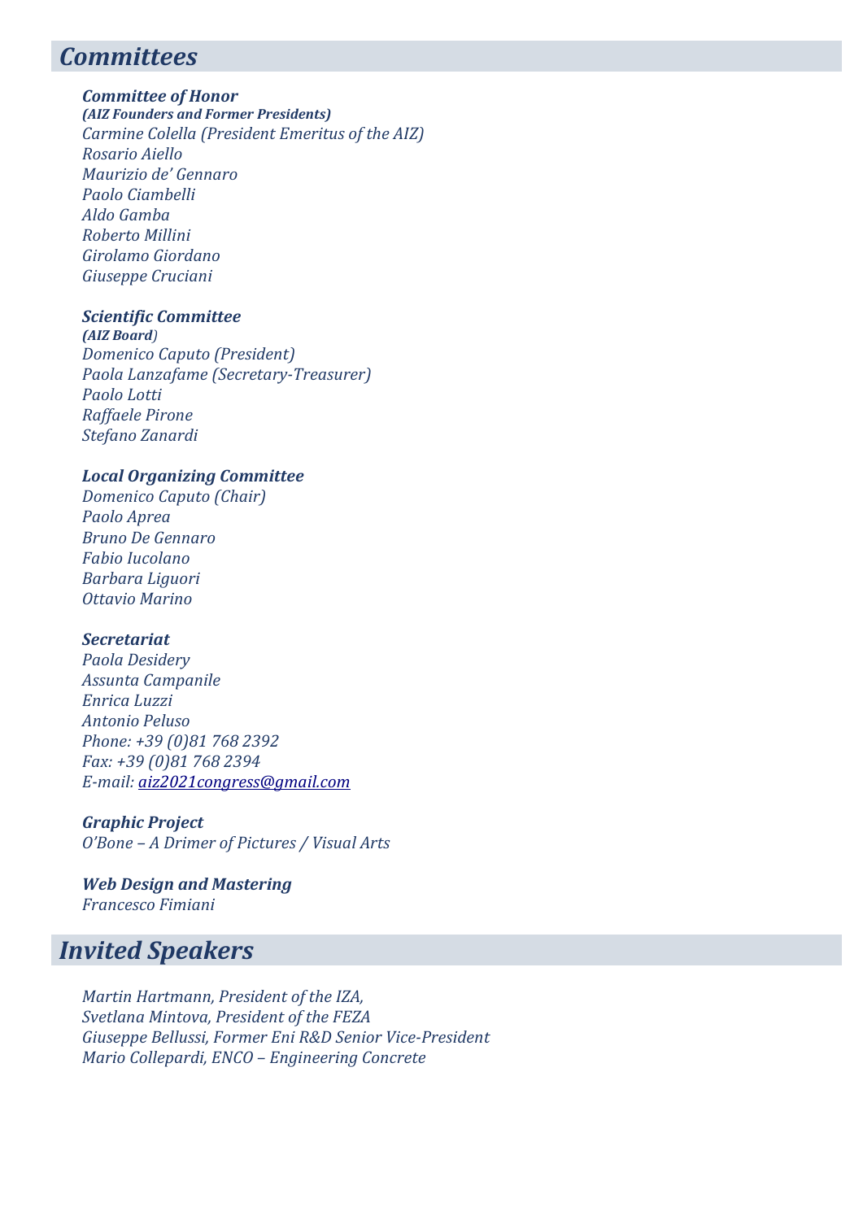# *Committees*

### *Committee of Honor*

***(AIZ Founders and Former Presidents)***

*Carmine Colella (President Emeritus of the AIZ)*
*Rosario Aiello*
*Maurizio de' Gennaro*
*Paolo Ciambelli*
*Aldo Gamba*
*Roberto Millini*
*Girolamo Giordano*
*Giuseppe Cruciani*

### *Scientific Committee*

***(AIZ Board)***

*Domenico Caputo (President)*
*Paola Lanzafame (Secretary-Treasurer)*
*Paolo Lotti*
*Raffaele Pirone*
*Stefano Zanardi*

### *Local Organizing Committee*

*Domenico Caputo (Chair)*
*Paolo Aprea*
*Bruno De Gennaro*
*Fabio Iucolano*
*Barbara Liguori*
*Ottavio Marino*

### *Secretariat*

*Paola Desidery*
*Assunta Campanile*
*Enrica Luzzi*
*Antonio Peluso*
*Phone: +39 (0)81 768 2392*
*Fax: +39 (0)81 768 2394*
*E-mail: aiz2021congress@gmail.com*

### *Graphic Project*

*O'Bone – A Drimer of Pictures / Visual Arts*

### *Web Design and Mastering*

*Francesco Fimiani*

# *Invited Speakers*

*Martin Hartmann, President of the IZA,*
*Svetlana Mintova, President of the FEZA*
*Giuseppe Bellussi, Former Eni R&D Senior Vice-President*
*Mario Collepardi, ENCO – Engineering Concrete*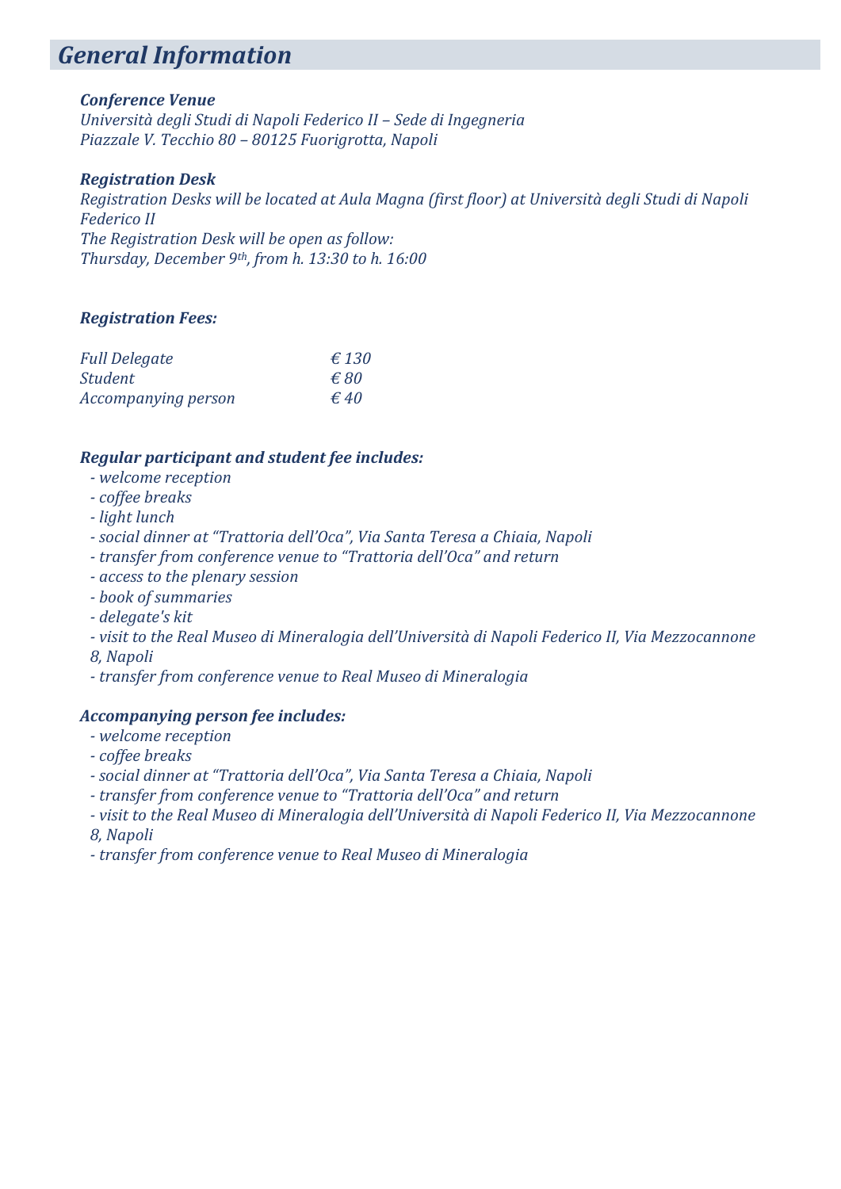## *General Information*

***Conference Venue***

*Università degli Studi di Napoli Federico II – Sede di Ingegneria*
*Piazzale V. Tecchio 80 – 80125 Fuorigrotta, Napoli*

***Registration Desk***

*Registration Desks will be located at Aula Magna (first floor) at Università degli Studi di Napoli Federico II*
*The Registration Desk will be open as follow:*
*Thursday, December 9th, from h. 13:30 to h. 16:00*

***Registration Fees:***

| | |
|---|---|
| *Full Delegate* | *€ 130* |
| *Student* | *€ 80* |
| *Accompanying person* | *€ 40* |

***Regular participant and student fee includes:***

- *welcome reception*
- *coffee breaks*
- *light lunch*
- *social dinner at "Trattoria dell'Oca", Via Santa Teresa a Chiaia, Napoli*
- *transfer from conference venue to "Trattoria dell'Oca" and return*
- *access to the plenary session*
- *book of summaries*
- *delegate's kit*
- *visit to the Real Museo di Mineralogia dell'Università di Napoli Federico II, Via Mezzocannone 8, Napoli*
- *transfer from conference venue to Real Museo di Mineralogia*

***Accompanying person fee includes:***

- *welcome reception*
- *coffee breaks*
- *social dinner at "Trattoria dell'Oca", Via Santa Teresa a Chiaia, Napoli*
- *transfer from conference venue to "Trattoria dell'Oca" and return*
- *visit to the Real Museo di Mineralogia dell'Università di Napoli Federico II, Via Mezzocannone 8, Napoli*
- *transfer from conference venue to Real Museo di Mineralogia*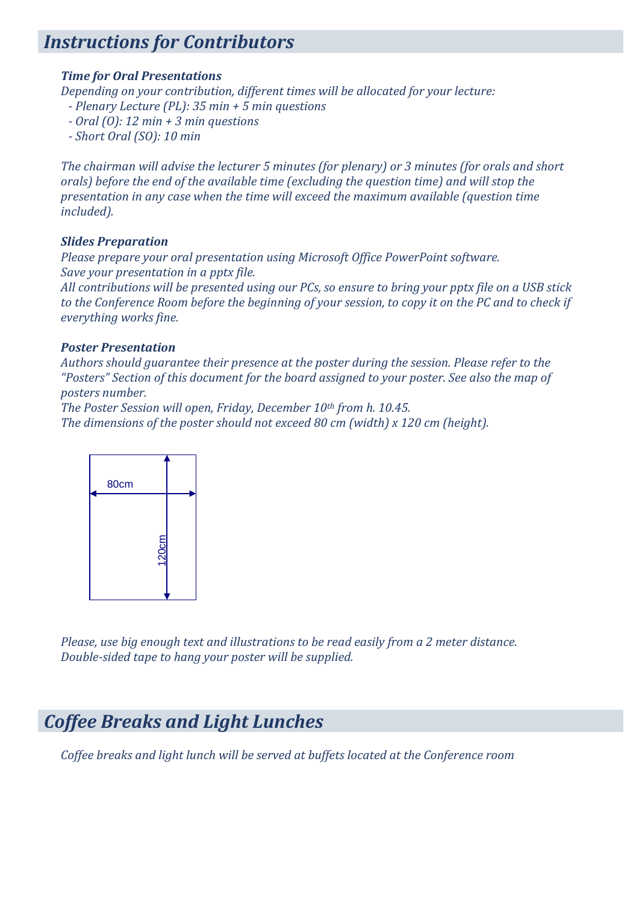# *Instructions for Contributors*

***Time for Oral Presentations***

*Depending on your contribution, different times will be allocated for your lecture:*

- *Plenary Lecture (PL): 35 min + 5 min questions*
- *Oral (O): 12 min + 3 min questions*
- *Short Oral (SO): 10 min*

*The chairman will advise the lecturer 5 minutes (for plenary) or 3 minutes (for orals and short orals) before the end of the available time (excluding the question time) and will stop the presentation in any case when the time will exceed the maximum available (question time included).*

***Slides Preparation***

*Please prepare your oral presentation using Microsoft Office PowerPoint software.*
*Save your presentation in a pptx file.*
*All contributions will be presented using our PCs, so ensure to bring your pptx file on a USB stick to the Conference Room before the beginning of your session, to copy it on the PC and to check if everything works fine.*

***Poster Presentation***

*Authors should guarantee their presence at the poster during the session. Please refer to the "Posters" Section of this document for the board assigned to your poster. See also the map of posters number.*
*The Poster Session will open, Friday, December 10th from h. 10.45.*
*The dimensions of the poster should not exceed 80 cm (width) x 120 cm (height).*

80cm

120cm

*Please, use big enough text and illustrations to be read easily from a 2 meter distance.*
*Double-sided tape to hang your poster will be supplied.*

# *Coffee Breaks and Light Lunches*

*Coffee breaks and light lunch will be served at buffets located at the Conference room*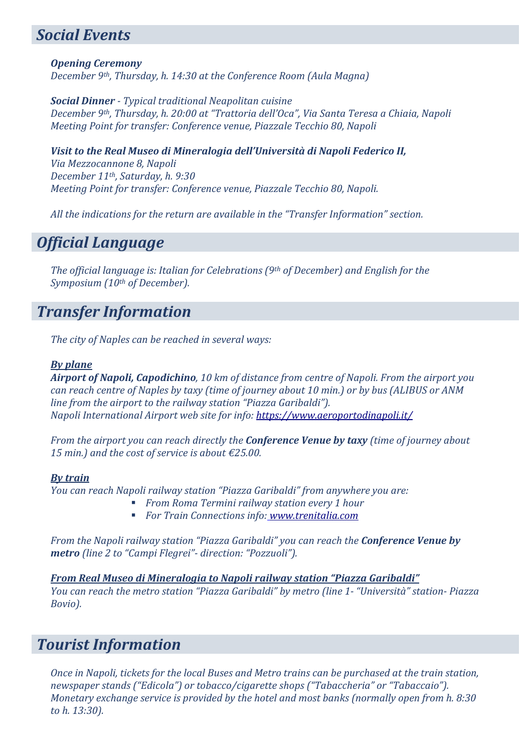## *Social Events*

***Opening Ceremony***
*December 9th, Thursday, h. 14:30 at the Conference Room (Aula Magna)*

***Social Dinner** - Typical traditional Neapolitan cuisine*
*December 9th, Thursday, h. 20:00 at "Trattoria dell'Oca", Via Santa Teresa a Chiaia, Napoli*
*Meeting Point for transfer: Conference venue, Piazzale Tecchio 80, Napoli*

***Visit to the Real Museo di Mineralogia dell'Università di Napoli Federico II,***
*Via Mezzocannone 8, Napoli*
*December 11th, Saturday, h. 9:30*
*Meeting Point for transfer: Conference venue, Piazzale Tecchio 80, Napoli.*

*All the indications for the return are available in the "Transfer Information" section.*

## *Official Language*

*The official language is: Italian for Celebrations (9th of December) and English for the Symposium (10th of December).*

## *Transfer Information*

*The city of Naples can be reached in several ways:*

***By plane***
***Airport of Napoli, Capodichino**, 10 km of distance from centre of Napoli. From the airport you can reach centre of Naples by taxy (time of journey about 10 min.) or by bus (ALIBUS or ANM line from the airport to the railway station "Piazza Garibaldi").*
*Napoli International Airport web site for info: https://www.aeroportodinapoli.it/*

*From the airport you can reach directly the **Conference Venue by taxy** (time of journey about 15 min.) and the cost of service is about €25.00.*

***By train***
*You can reach Napoli railway station "Piazza Garibaldi" from anywhere you are:*

- *From Roma Termini railway station every 1 hour*
- *For Train Connections info: www.trenitalia.com*

*From the Napoli railway station "Piazza Garibaldi" you can reach the **Conference Venue by metro** (line 2 to "Campi Flegrei"- direction: "Pozzuoli").*

***From Real Museo di Mineralogia to Napoli railway station "Piazza Garibaldi"***
*You can reach the metro station "Piazza Garibaldi" by metro (line 1- "Università" station- Piazza Bovio).*

## *Tourist Information*

*Once in Napoli, tickets for the local Buses and Metro trains can be purchased at the train station, newspaper stands ("Edicola") or tobacco/cigarette shops ("Tabaccheria" or "Tabaccaio").*
*Monetary exchange service is provided by the hotel and most banks (normally open from h. 8:30 to h. 13:30).*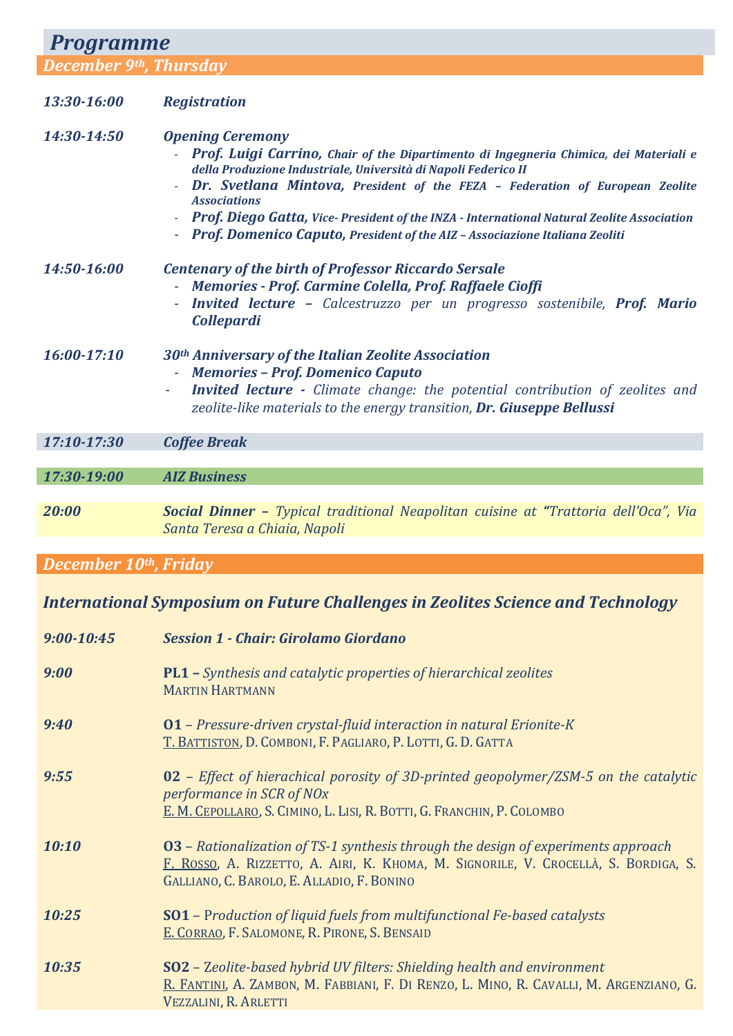# Programme

## December 9th, Thursday

| | |
|---|---|
| *13:30-16:00* | ***Registration*** |

***14:30-14:50*** ***Opening Ceremony***

- ***Prof. Luigi Carrino,*** ***Chair of the Dipartimento di Ingegneria Chimica, dei Materiali e della Produzione Industriale, Università di Napoli Federico II***
- ***Dr. Svetlana Mintova,*** ***President of the FEZA – Federation of European Zeolite Associations***
- ***Prof. Diego Gatta,*** ***Vice- President of the INZA - International Natural Zeolite Association***
- ***Prof. Domenico Caputo,*** ***President of the AIZ – Associazione Italiana Zeoliti***

***14:50-16:00*** ***Centenary of the birth of Professor Riccardo Sersale***

- ***Memories - Prof. Carmine Colella, Prof. Raffaele Cioffi***
- ***Invited lecture –*** *Calcestruzzo per un progresso sostenibile,* ***Prof. Mario Collepardi***

***16:00-17:10*** ***30th Anniversary of the Italian Zeolite Association***

- ***Memories – Prof. Domenico Caputo***
- ***Invited lecture -*** *Climate change: the potential contribution of zeolites and zeolite-like materials to the energy transition,* ***Dr. Giuseppe Bellussi***

***17:10-17:30*** ***Coffee Break***

***17:30-19:00*** ***AIZ Business***

***20:00*** ***Social Dinner –*** *Typical traditional Neapolitan cuisine at "Trattoria dell'Oca", Via Santa Teresa a Chiaia, Napoli*

## December 10th, Friday

### International Symposium on Future Challenges in Zeolites Science and Technology

***9:00-10:45*** ***Session 1 - Chair: Girolamo Giordano***

***9:00*** **PL1 –** *Synthesis and catalytic properties of hierarchical zeolites*
MARTIN HARTMANN

***9:40*** **O1** – *Pressure-driven crystal-fluid interaction in natural Erionite-K*
<u>T. BATTISTON</u>, D. COMBONI, F. PAGLIARO, P. LOTTI, G. D. GATTA

***9:55*** **02** – *Effect of hierachical porosity of 3D-printed geopolymer/ZSM-5 on the catalytic performance in SCR of NOx*
<u>E. M. CEPOLLARO</u>, S. CIMINO, L. LISI, R. BOTTI, G. FRANCHIN, P. COLOMBO

***10:10*** **O3** – *Rationalization of TS-1 synthesis through the design of experiments approach*
<u>F. ROSSO</u>, A. RIZZETTO, A. AIRI, K. KHOMA, M. SIGNORILE, V. CROCELLÀ, S. BORDIGA, S. GALLIANO, C. BAROLO, E. ALLADIO, F. BONINO

***10:25*** **SO1** – *Production of liquid fuels from multifunctional Fe-based catalysts*
<u>E. CORRAO</u>, F. SALOMONE, R. PIRONE, S. BENSAID

***10:35*** **SO2** – *Zeolite-based hybrid UV filters: Shielding health and environment*
<u>R. FANTINI</u>, A. ZAMBON, M. FABBIANI, F. DI RENZO, L. MINO, R. CAVALLI, M. ARGENZIANO, G. VEZZALINI, R. ARLETTI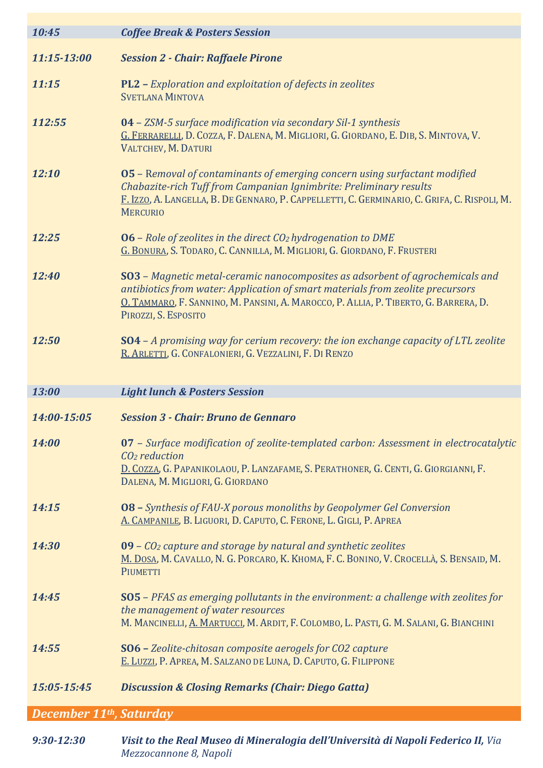| | |
|---|---|
| ***10:45*** | ***Coffee Break & Posters Session*** |
| ***11:15-13:00*** | ***Session 2 - Chair: Raffaele Pirone*** |
| ***11:15*** | **PL2 –** *Exploration and exploitation of defects in zeolites*<br>SVETLANA MINTOVA |
| ***112:55*** | **04** – *ZSM-5 surface modification via secondary Sil-1 synthesis*<br>G. FERRARELLI, D. COZZA, F. DALENA, M. MIGLIORI, G. GIORDANO, E. DIB, S. MINTOVA, V. VALTCHEV, M. DATURI |
| ***12:10*** | **O5** – *Removal of contaminants of emerging concern using surfactant modified Chabazite-rich Tuff from Campanian Ignimbrite: Preliminary results*<br>F. IZZO, A. LANGELLA, B. DE GENNARO, P. CAPPELLETTI, C. GERMINARIO, C. GRIFA, C. RISPOLI, M. MERCURIO |
| ***12:25*** | **O6** – *Role of zeolites in the direct $CO_2$ hydrogenation to DME*<br>G. BONURA, S. TODARO, C. CANNILLA, M. MIGLIORI, G. GIORDANO, F. FRUSTERI |
| ***12:40*** | **SO3** – *Magnetic metal-ceramic nanocomposites as adsorbent of agrochemicals and antibiotics from water: Application of smart materials from zeolite precursors*<br>O. TAMMARO, F. SANNINO, M. PANSINI, A. MAROCCO, P. ALLIA, P. TIBERTO, G. BARRERA, D. PIROZZI, S. ESPOSITO |
| ***12:50*** | **SO4** – *A promising way for cerium recovery: the ion exchange capacity of LTL zeolite*<br>R. ARLETTI, G. CONFALONIERI, G. VEZZALINI, F. DI RENZO |
| ***13:00*** | ***Light lunch & Posters Session*** |
| ***14:00-15:05*** | ***Session 3 - Chair: Bruno de Gennaro*** |
| ***14:00*** | **07** – *Surface modification of zeolite-templated carbon: Assessment in electrocatalytic $CO_2$ reduction*<br>D. COZZA, G. PAPANIKOLAOU, P. LANZAFAME, S. PERATHONER, G. CENTI, G. GIORGIANNI, F. DALENA, M. MIGLIORI, G. GIORDANO |
| ***14:15*** | **O8 –** *Synthesis of FAU-X porous monoliths by Geopolymer Gel Conversion*<br>A. CAMPANILE, B. LIGUORI, D. CAPUTO, C. FERONE, L. GIGLI, P. APREA |
| ***14:30*** | **09** – *$CO_2$ capture and storage by natural and synthetic zeolites*<br>M. DOSA, M. CAVALLO, N. G. PORCARO, K. KHOMA, F. C. BONINO, V. CROCELLÀ, S. BENSAID, M. PIUMETTI |
| ***14:45*** | **SO5** – *PFAS as emerging pollutants in the environment: a challenge with zeolites for the management of water resources*<br>M. MANCINELLI, A. MARTUCCI, M. ARDIT, F. COLOMBO, L. PASTI, G. M. SALANI, G. BIANCHINI |
| ***14:55*** | **SO6 –** *Zeolite-chitosan composite aerogels for CO2 capture*<br>E. LUZZI, P. APREA, M. SALZANO DE LUNA, D. CAPUTO, G. FILIPPONE |
| ***15:05-15:45*** | ***Discussion & Closing Remarks (Chair: Diego Gatta)*** |

## *December 11th, Saturday*

| | |
|---|---|
| ***9:30-12:30*** | ***Visit to the Real Museo di Mineralogia dell'Università di Napoli Federico II,*** *Via Mezzocannone 8, Napoli* |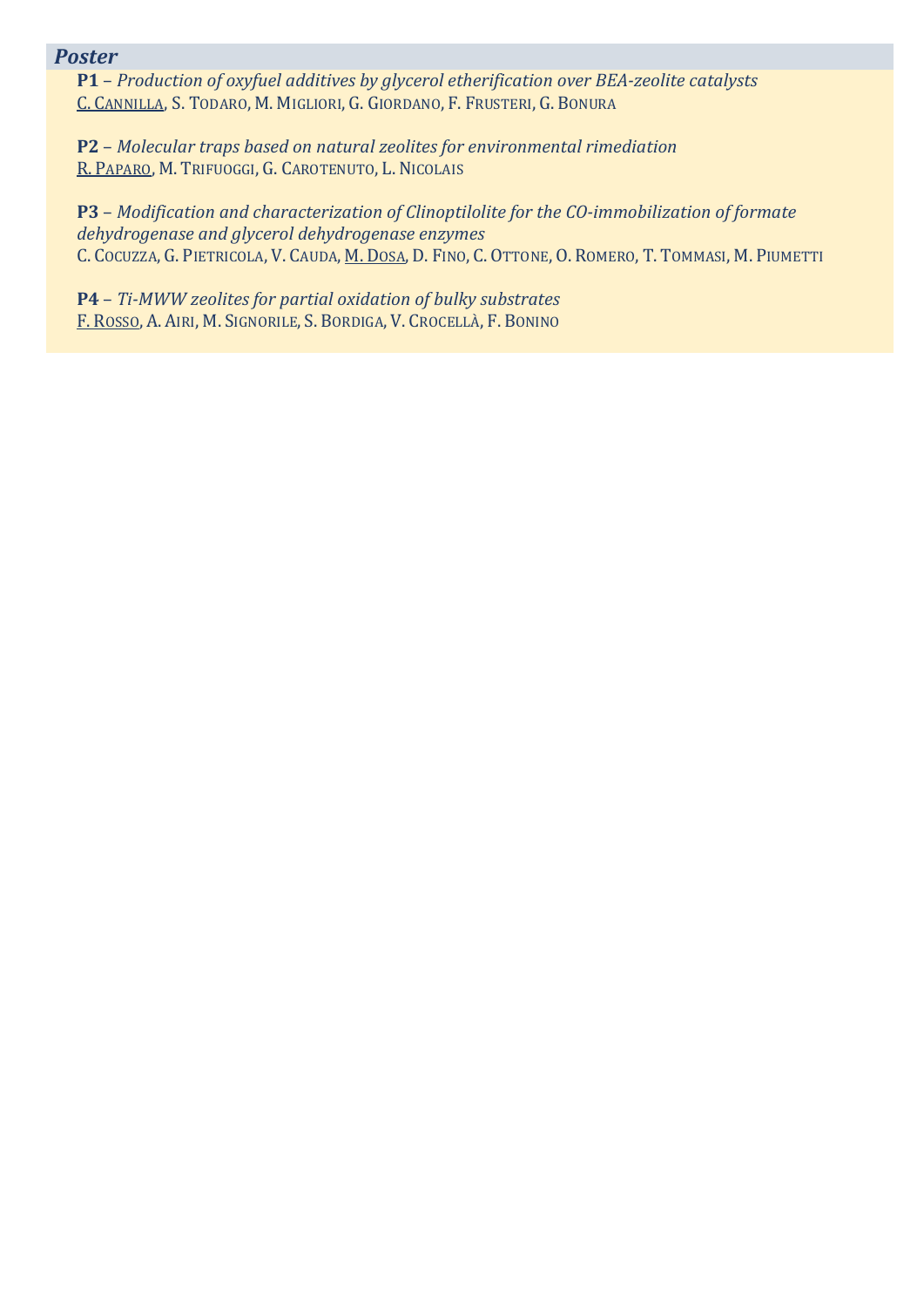## *Poster*

**P1** – *Production of oxyfuel additives by glycerol etherification over BEA-zeolite catalysts*
<u>C. Cannilla</u>, S. Todaro, M. Migliori, G. Giordano, F. Frusteri, G. Bonura

**P2** – *Molecular traps based on natural zeolites for environmental rimediation*
<u>R. Paparo</u>, M. Trifuoggi, G. Carotenuto, L. Nicolais

**P3** – *Modification and characterization of Clinoptilolite for the CO-immobilization of formate dehydrogenase and glycerol dehydrogenase enzymes*
C. Cocuzza, G. Pietricola, V. Cauda, <u>M. Dosa</u>, D. Fino, C. Ottone, O. Romero, T. Tommasi, M. Piumetti

**P4** – *Ti-MWW zeolites for partial oxidation of bulky substrates*
<u>F. Rosso</u>, A. Airi, M. Signorile, S. Bordiga, V. Crocellà, F. Bonino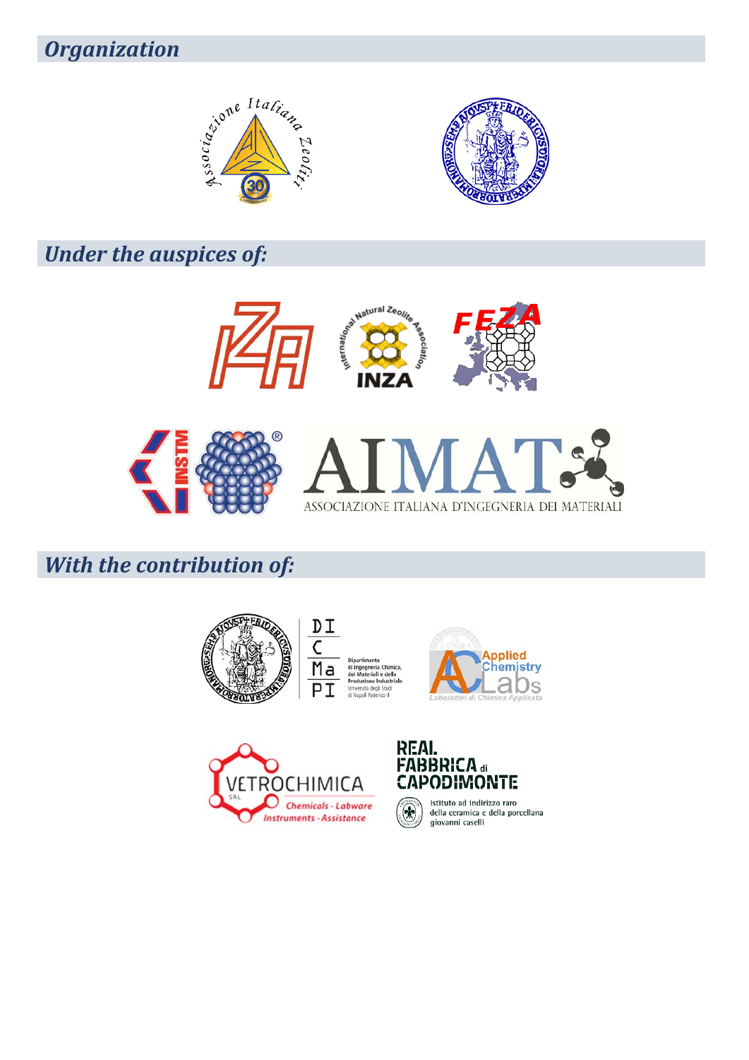## *Organization*

## *Under the auspices of:*

## *With the contribution of:*